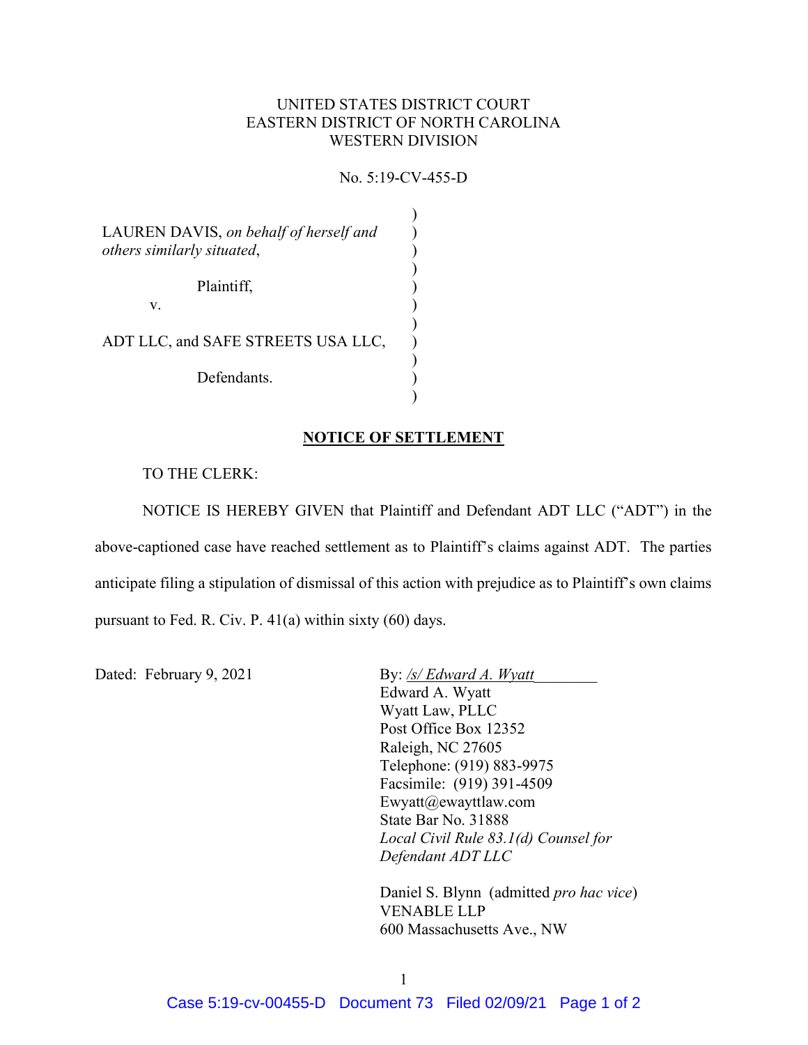UNITED STATES DISTRICT COURT
EASTERN DISTRICT OF NORTH CAROLINA
WESTERN DIVISION

No. 5:19-CV-455-D

LAUREN DAVIS, *on behalf of herself and others similarly situated*,

Plaintiff,

v.

ADT LLC, and SAFE STREETS USA LLC,

Defendants.

**NOTICE OF SETTLEMENT**

TO THE CLERK:

NOTICE IS HEREBY GIVEN that Plaintiff and Defendant ADT LLC ("ADT") in the above-captioned case have reached settlement as to Plaintiff's claims against ADT. The parties anticipate filing a stipulation of dismissal of this action with prejudice as to Plaintiff's own claims pursuant to Fed. R. Civ. P. 41(a) within sixty (60) days.

Dated: February 9, 2021

By: */s/ Edward A. Wyatt*
Edward A. Wyatt
Wyatt Law, PLLC
Post Office Box 12352
Raleigh, NC 27605
Telephone: (919) 883-9975
Facsimile: (919) 391-4509
Ewyatt@ewayttlaw.com
State Bar No. 31888
*Local Civil Rule 83.1(d) Counsel for Defendant ADT LLC*

Daniel S. Blynn (admitted *pro hac vice*)
VENABLE LLP
600 Massachusetts Ave., NW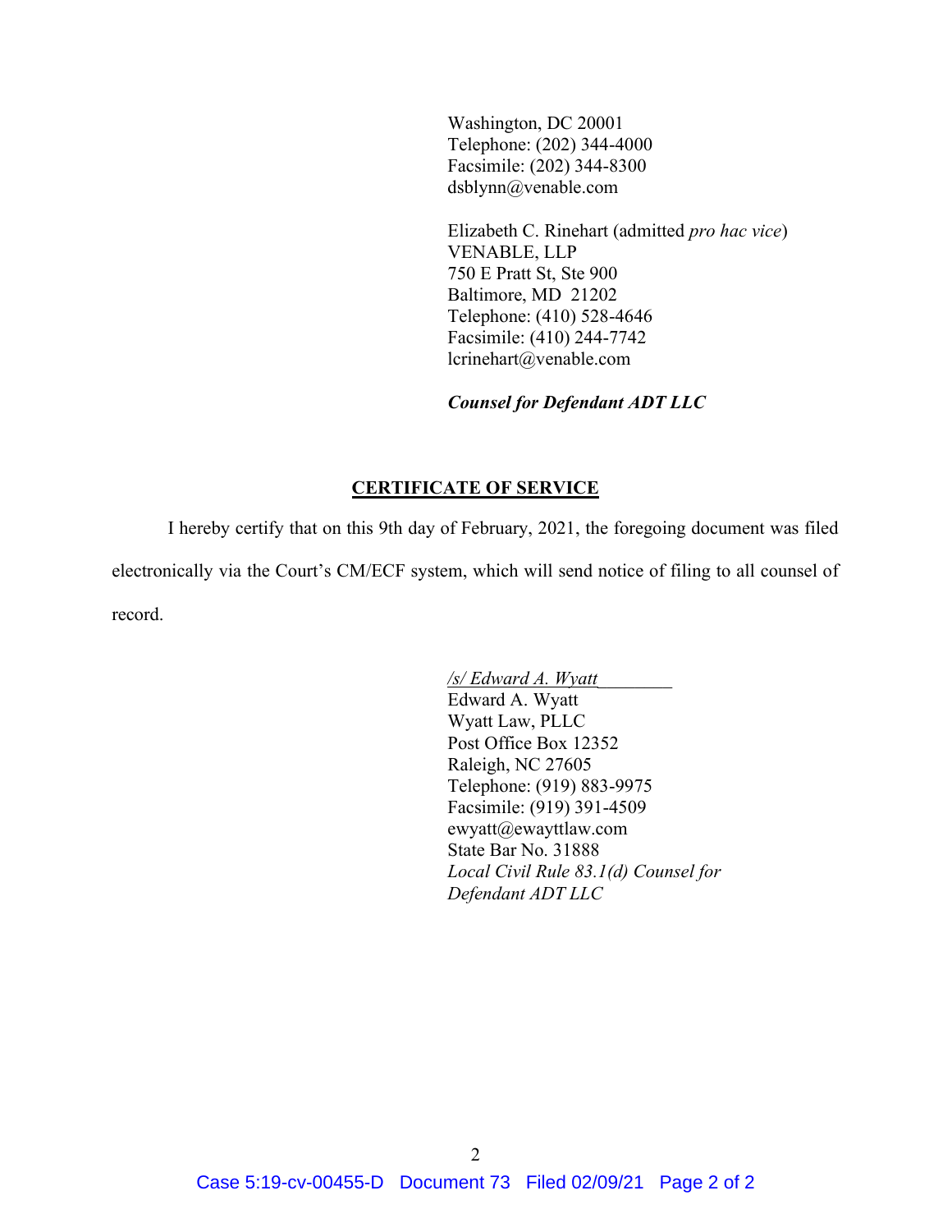Washington, DC 20001
Telephone: (202) 344-4000
Facsimile: (202) 344-8300
dsblynn@venable.com

Elizabeth C. Rinehart (admitted *pro hac vice*)
VENABLE, LLP
750 E Pratt St, Ste 900
Baltimore, MD 21202
Telephone: (410) 528-4646
Facsimile: (410) 244-7742
lcrinehart@venable.com

***Counsel for Defendant ADT LLC***

## CERTIFICATE OF SERVICE

I hereby certify that on this 9th day of February, 2021, the foregoing document was filed electronically via the Court's CM/ECF system, which will send notice of filing to all counsel of record.

*/s/ Edward A. Wyatt*
Edward A. Wyatt
Wyatt Law, PLLC
Post Office Box 12352
Raleigh, NC 27605
Telephone: (919) 883-9975
Facsimile: (919) 391-4509
ewyatt@ewayttlaw.com
State Bar No. 31888
*Local Civil Rule 83.1(d) Counsel for Defendant ADT LLC*